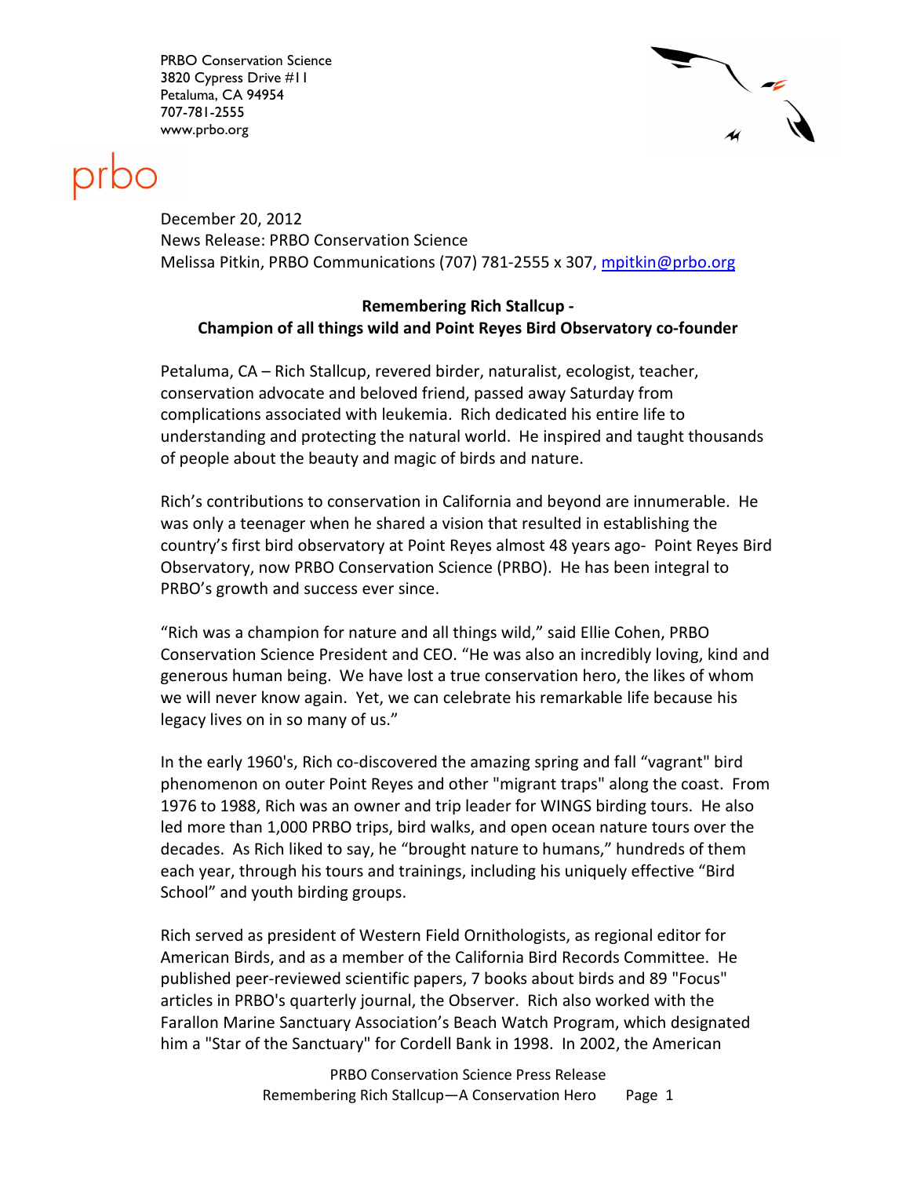PRBO Conservation Science
3820 Cypress Drive #11
Petaluma, CA 94954
707-781-2555
www.prbo.org

prbo

December 20, 2012
News Release: PRBO Conservation Science
Melissa Pitkin, PRBO Communications (707) 781-2555 x 307, mpitkin@prbo.org

**Remembering Rich Stallcup -**
**Champion of all things wild and Point Reyes Bird Observatory co-founder**

Petaluma, CA – Rich Stallcup, revered birder, naturalist, ecologist, teacher, conservation advocate and beloved friend, passed away Saturday from complications associated with leukemia. Rich dedicated his entire life to understanding and protecting the natural world. He inspired and taught thousands of people about the beauty and magic of birds and nature.

Rich's contributions to conservation in California and beyond are innumerable. He was only a teenager when he shared a vision that resulted in establishing the country's first bird observatory at Point Reyes almost 48 years ago- Point Reyes Bird Observatory, now PRBO Conservation Science (PRBO). He has been integral to PRBO's growth and success ever since.

"Rich was a champion for nature and all things wild," said Ellie Cohen, PRBO Conservation Science President and CEO. "He was also an incredibly loving, kind and generous human being. We have lost a true conservation hero, the likes of whom we will never know again. Yet, we can celebrate his remarkable life because his legacy lives on in so many of us."

In the early 1960's, Rich co-discovered the amazing spring and fall "vagrant" bird phenomenon on outer Point Reyes and other "migrant traps" along the coast. From 1976 to 1988, Rich was an owner and trip leader for WINGS birding tours. He also led more than 1,000 PRBO trips, bird walks, and open ocean nature tours over the decades. As Rich liked to say, he "brought nature to humans," hundreds of them each year, through his tours and trainings, including his uniquely effective "Bird School" and youth birding groups.

Rich served as president of Western Field Ornithologists, as regional editor for American Birds, and as a member of the California Bird Records Committee. He published peer-reviewed scientific papers, 7 books about birds and 89 "Focus" articles in PRBO's quarterly journal, the Observer. Rich also worked with the Farallon Marine Sanctuary Association's Beach Watch Program, which designated him a "Star of the Sanctuary" for Cordell Bank in 1998. In 2002, the American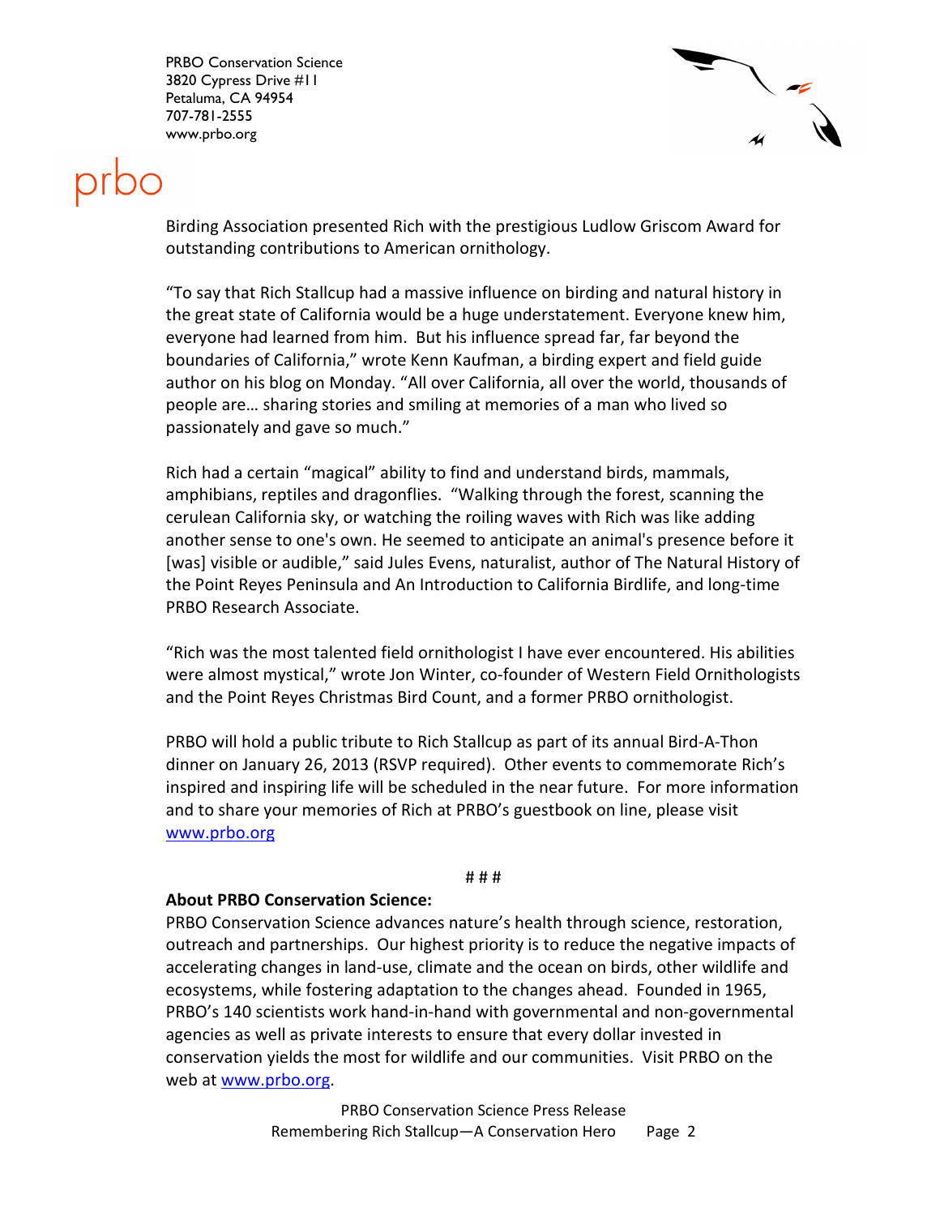Birding Association presented Rich with the prestigious Ludlow Griscom Award for outstanding contributions to American ornithology.

"To say that Rich Stallcup had a massive influence on birding and natural history in the great state of California would be a huge understatement. Everyone knew him, everyone had learned from him. But his influence spread far, far beyond the boundaries of California," wrote Kenn Kaufman, a birding expert and field guide author on his blog on Monday. "All over California, all over the world, thousands of people are… sharing stories and smiling at memories of a man who lived so passionately and gave so much."

Rich had a certain "magical" ability to find and understand birds, mammals, amphibians, reptiles and dragonflies. "Walking through the forest, scanning the cerulean California sky, or watching the roiling waves with Rich was like adding another sense to one's own. He seemed to anticipate an animal's presence before it [was] visible or audible," said Jules Evens, naturalist, author of The Natural History of the Point Reyes Peninsula and An Introduction to California Birdlife, and long-time PRBO Research Associate.

"Rich was the most talented field ornithologist I have ever encountered. His abilities were almost mystical," wrote Jon Winter, co-founder of Western Field Ornithologists and the Point Reyes Christmas Bird Count, and a former PRBO ornithologist.

PRBO will hold a public tribute to Rich Stallcup as part of its annual Bird-A-Thon dinner on January 26, 2013 (RSVP required). Other events to commemorate Rich's inspired and inspiring life will be scheduled in the near future. For more information and to share your memories of Rich at PRBO's guestbook on line, please visit [www.prbo.org](http://www.prbo.org)

# # #

**About PRBO Conservation Science:**
PRBO Conservation Science advances nature's health through science, restoration, outreach and partnerships. Our highest priority is to reduce the negative impacts of accelerating changes in land-use, climate and the ocean on birds, other wildlife and ecosystems, while fostering adaptation to the changes ahead. Founded in 1965, PRBO's 140 scientists work hand-in-hand with governmental and non-governmental agencies as well as private interests to ensure that every dollar invested in conservation yields the most for wildlife and our communities. Visit PRBO on the web at [www.prbo.org](http://www.prbo.org).